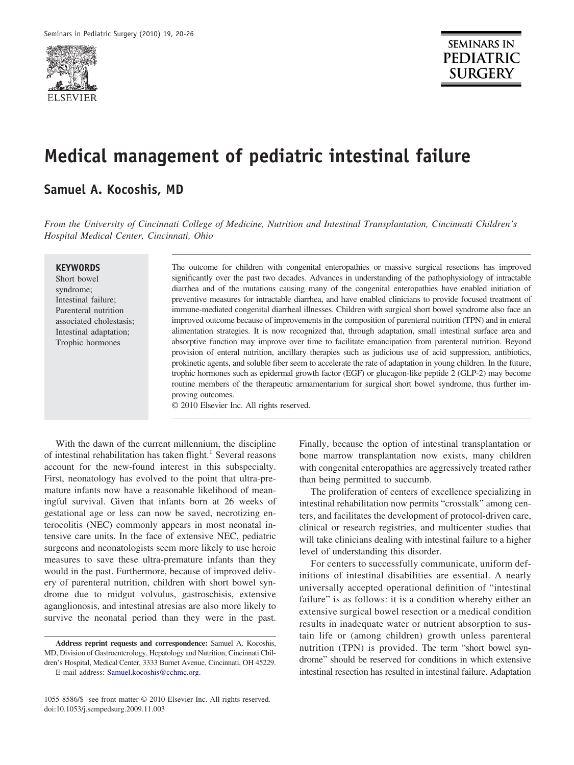# Medical management of pediatric intestinal failure

## Samuel A. Kocoshis, MD

*From the University of Cincinnati College of Medicine, Nutrition and Intestinal Transplantation, Cincinnati Children's Hospital Medical Center, Cincinnati, Ohio*

**KEYWORDS**
Short bowel syndrome;
Intestinal failure;
Parenteral nutrition associated cholestasis;
Intestinal adaptation;
Trophic hormones

The outcome for children with congenital enteropathies or massive surgical resections has improved significantly over the past two decades. Advances in understanding of the pathophysiology of intractable diarrhea and of the mutations causing many of the congenital enteropathies have enabled initiation of preventive measures for intractable diarrhea, and have enabled clinicians to provide focused treatment of immune-mediated congenital diarrheal illnesses. Children with surgical short bowel syndrome also face an improved outcome because of improvements in the composition of parenteral nutrition (TPN) and in enteral alimentation strategies. It is now recognized that, through adaptation, small intestinal surface area and absorptive function may improve over time to facilitate emancipation from parenteral nutrition. Beyond provision of enteral nutrition, ancillary therapies such as judicious use of acid suppression, antibiotics, prokinetic agents, and soluble fiber seem to accelerate the rate of adaptation in young children. In the future, trophic hormones such as epidermal growth factor (EGF) or glucagon-like peptide 2 (GLP-2) may become routine members of the therapeutic armamentarium for surgical short bowel syndrome, thus further improving outcomes.

© 2010 Elsevier Inc. All rights reserved.

With the dawn of the current millennium, the discipline of intestinal rehabilitation has taken flight.[1] Several reasons account for the new-found interest in this subspecialty. First, neonatology has evolved to the point that ultra-premature infants now have a reasonable likelihood of meaningful survival. Given that infants born at 26 weeks of gestational age or less can now be saved, necrotizing enterocolitis (NEC) commonly appears in most neonatal intensive care units. In the face of extensive NEC, pediatric surgeons and neonatologists seem more likely to use heroic measures to save these ultra-premature infants than they would in the past. Furthermore, because of improved delivery of parenteral nutrition, children with short bowel syndrome due to midgut volvulus, gastroschisis, extensive aganglionosis, and intestinal atresias are also more likely to survive the neonatal period than they were in the past. Finally, because the option of intestinal transplantation or bone marrow transplantation now exists, many children with congenital enteropathies are aggressively treated rather than being permitted to succumb.

The proliferation of centers of excellence specializing in intestinal rehabilitation now permits "crosstalk" among centers, and facilitates the development of protocol-driven care, clinical or research registries, and multicenter studies that will take clinicians dealing with intestinal failure to a higher level of understanding this disorder.

For centers to successfully communicate, uniform definitions of intestinal disabilities are essential. A nearly universally accepted operational definition of "intestinal failure" is as follows: it is a condition whereby either an extensive surgical bowel resection or a medical condition results in inadequate water or nutrient absorption to sustain life or (among children) growth unless parenteral nutrition (TPN) is provided. The term "short bowel syndrome" should be reserved for conditions in which extensive intestinal resection has resulted in intestinal failure. Adaptation

**Address reprint requests and correspondence:** Samuel A. Kocoshis, MD, Division of Gastroenterology, Hepatology and Nutrition, Cincinnati Children's Hospital, Medical Center, 3333 Burnet Avenue, Cincinnati, OH 45229.
E-mail address: Samuel.kocoshis@cchmc.org.

1055-8586/$ -see front matter © 2010 Elsevier Inc. All rights reserved.
doi:10.1053/j.sempedsurg.2009.11.003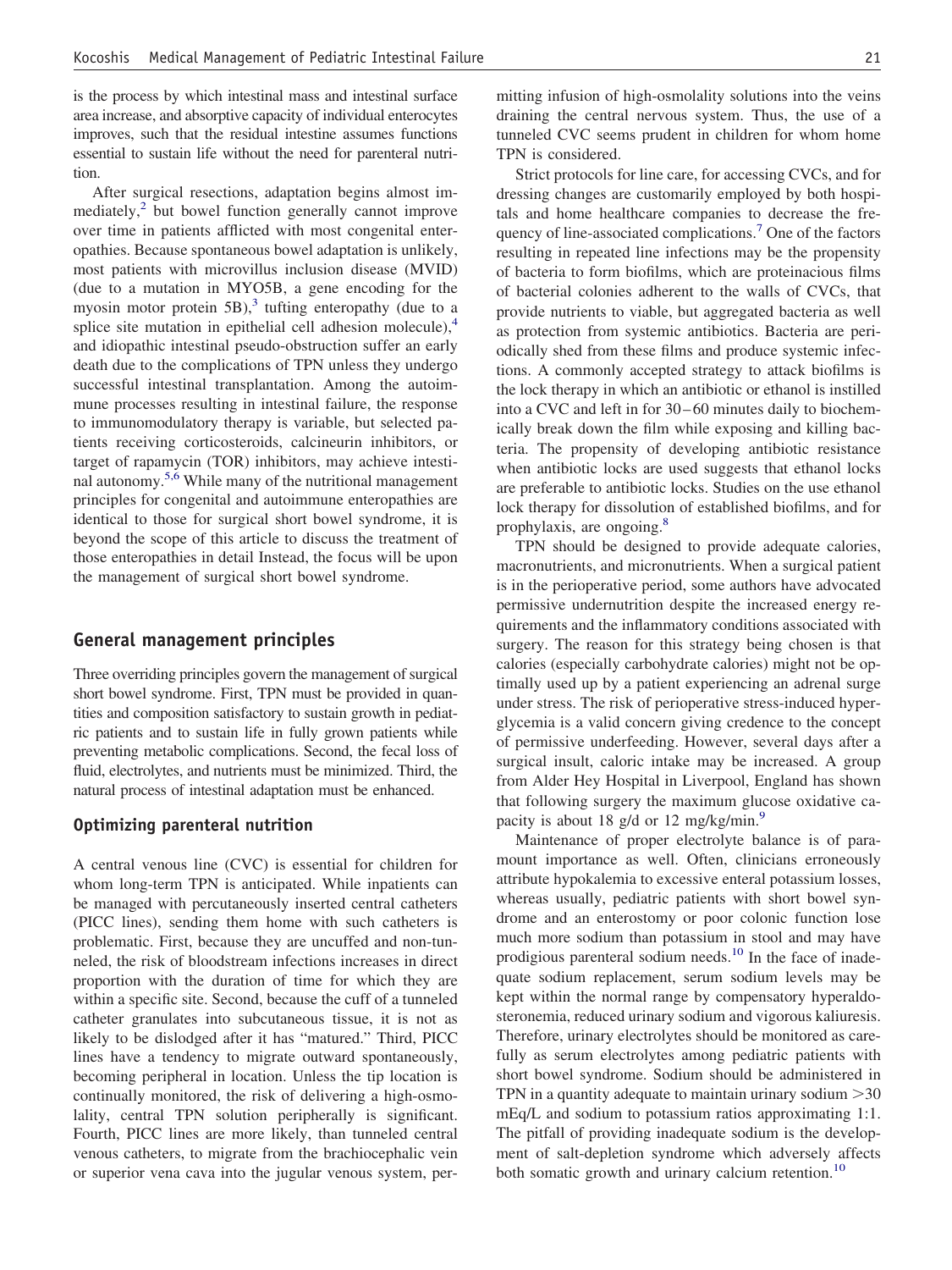is the process by which intestinal mass and intestinal surface area increase, and absorptive capacity of individual enterocytes improves, such that the residual intestine assumes functions essential to sustain life without the need for parenteral nutrition.

After surgical resections, adaptation begins almost immediately,[2] but bowel function generally cannot improve over time in patients afflicted with most congenital enteropathies. Because spontaneous bowel adaptation is unlikely, most patients with microvillus inclusion disease (MVID) (due to a mutation in MYO5B, a gene encoding for the myosin motor protein 5B),[3] tufting enteropathy (due to a splice site mutation in epithelial cell adhesion molecule),[4] and idiopathic intestinal pseudo-obstruction suffer an early death due to the complications of TPN unless they undergo successful intestinal transplantation. Among the autoimmune processes resulting in intestinal failure, the response to immunomodulatory therapy is variable, but selected patients receiving corticosteroids, calcineurin inhibitors, or target of rapamycin (TOR) inhibitors, may achieve intestinal autonomy.[5,6] While many of the nutritional management principles for congenital and autoimmune enteropathies are identical to those for surgical short bowel syndrome, it is beyond the scope of this article to discuss the treatment of those enteropathies in detail Instead, the focus will be upon the management of surgical short bowel syndrome.

## General management principles

Three overriding principles govern the management of surgical short bowel syndrome. First, TPN must be provided in quantities and composition satisfactory to sustain growth in pediatric patients and to sustain life in fully grown patients while preventing metabolic complications. Second, the fecal loss of fluid, electrolytes, and nutrients must be minimized. Third, the natural process of intestinal adaptation must be enhanced.

### Optimizing parenteral nutrition

A central venous line (CVC) is essential for children for whom long-term TPN is anticipated. While inpatients can be managed with percutaneously inserted central catheters (PICC lines), sending them home with such catheters is problematic. First, because they are uncuffed and non-tunneled, the risk of bloodstream infections increases in direct proportion with the duration of time for which they are within a specific site. Second, because the cuff of a tunneled catheter granulates into subcutaneous tissue, it is not as likely to be dislodged after it has "matured." Third, PICC lines have a tendency to migrate outward spontaneously, becoming peripheral in location. Unless the tip location is continually monitored, the risk of delivering a high-osmolality, central TPN solution peripherally is significant. Fourth, PICC lines are more likely, than tunneled central venous catheters, to migrate from the brachiocephalic vein or superior vena cava into the jugular venous system, permitting infusion of high-osmolality solutions into the veins draining the central nervous system. Thus, the use of a tunneled CVC seems prudent in children for whom home TPN is considered.

Strict protocols for line care, for accessing CVCs, and for dressing changes are customarily employed by both hospitals and home healthcare companies to decrease the frequency of line-associated complications.[7] One of the factors resulting in repeated line infections may be the propensity of bacteria to form biofilms, which are proteinacious films of bacterial colonies adherent to the walls of CVCs, that provide nutrients to viable, but aggregated bacteria as well as protection from systemic antibiotics. Bacteria are periodically shed from these films and produce systemic infections. A commonly accepted strategy to attack biofilms is the lock therapy in which an antibiotic or ethanol is instilled into a CVC and left in for 30–60 minutes daily to biochemically break down the film while exposing and killing bacteria. The propensity of developing antibiotic resistance when antibiotic locks are used suggests that ethanol locks are preferable to antibiotic locks. Studies on the use ethanol lock therapy for dissolution of established biofilms, and for prophylaxis, are ongoing.[8]

TPN should be designed to provide adequate calories, macronutrients, and micronutrients. When a surgical patient is in the perioperative period, some authors have advocated permissive undernutrition despite the increased energy requirements and the inflammatory conditions associated with surgery. The reason for this strategy being chosen is that calories (especially carbohydrate calories) might not be optimally used up by a patient experiencing an adrenal surge under stress. The risk of perioperative stress-induced hyperglycemia is a valid concern giving credence to the concept of permissive underfeeding. However, several days after a surgical insult, caloric intake may be increased. A group from Alder Hey Hospital in Liverpool, England has shown that following surgery the maximum glucose oxidative capacity is about 18 g/d or 12 mg/kg/min.[9]

Maintenance of proper electrolyte balance is of paramount importance as well. Often, clinicians erroneously attribute hypokalemia to excessive enteral potassium losses, whereas usually, pediatric patients with short bowel syndrome and an enterostomy or poor colonic function lose much more sodium than potassium in stool and may have prodigious parenteral sodium needs.[10] In the face of inadequate sodium replacement, serum sodium levels may be kept within the normal range by compensatory hyperaldosteronemia, reduced urinary sodium and vigorous kaliuresis. Therefore, urinary electrolytes should be monitored as carefully as serum electrolytes among pediatric patients with short bowel syndrome. Sodium should be administered in TPN in a quantity adequate to maintain urinary sodium $>30$ mEq/L and sodium to potassium ratios approximating 1:1. The pitfall of providing inadequate sodium is the development of salt-depletion syndrome which adversely affects both somatic growth and urinary calcium retention.[10]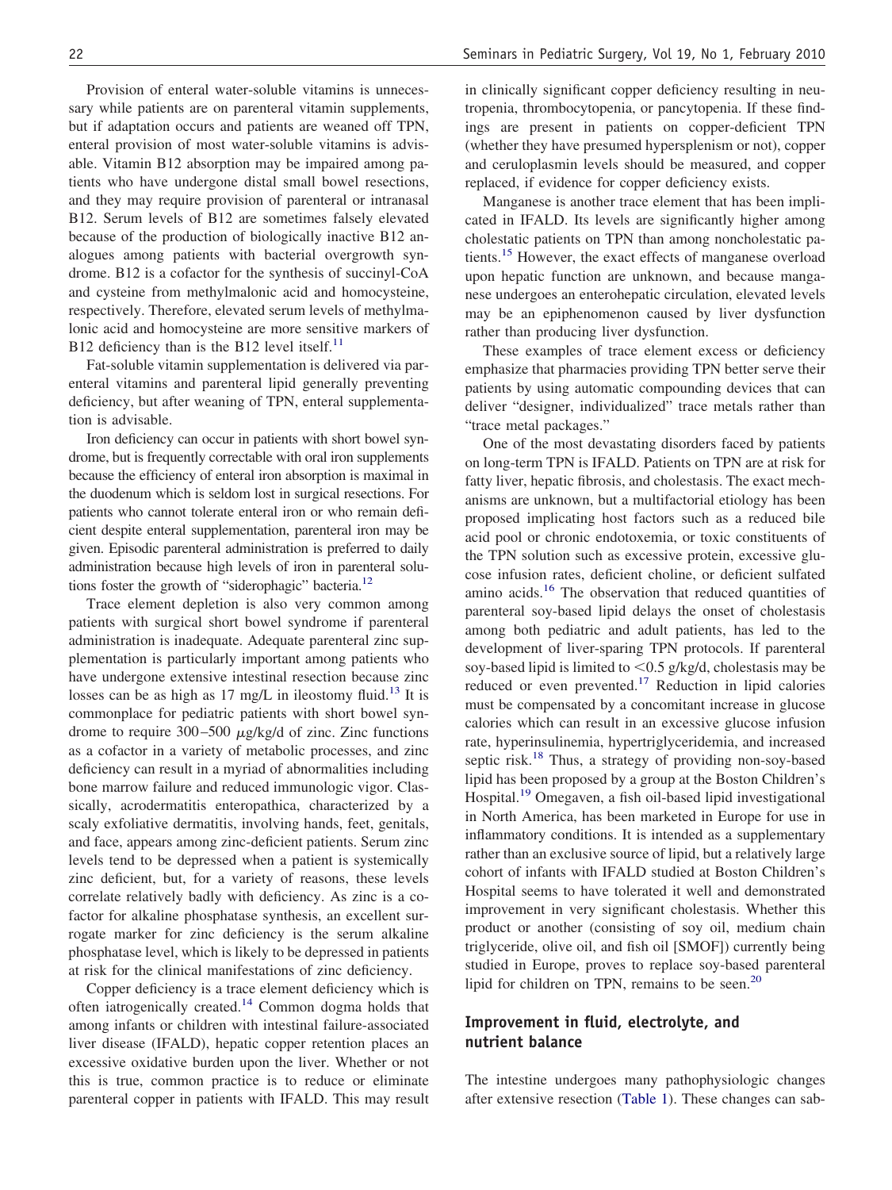Provision of enteral water-soluble vitamins is unnecessary while patients are on parenteral vitamin supplements, but if adaptation occurs and patients are weaned off TPN, enteral provision of most water-soluble vitamins is advisable. Vitamin B12 absorption may be impaired among patients who have undergone distal small bowel resections, and they may require provision of parenteral or intranasal B12. Serum levels of B12 are sometimes falsely elevated because of the production of biologically inactive B12 analogues among patients with bacterial overgrowth syndrome. B12 is a cofactor for the synthesis of succinyl-CoA and cysteine from methylmalonic acid and homocysteine, respectively. Therefore, elevated serum levels of methylmalonic acid and homocysteine are more sensitive markers of B12 deficiency than is the B12 level itself.[11]

Fat-soluble vitamin supplementation is delivered via parenteral vitamins and parenteral lipid generally preventing deficiency, but after weaning of TPN, enteral supplementation is advisable.

Iron deficiency can occur in patients with short bowel syndrome, but is frequently correctable with oral iron supplements because the efficiency of enteral iron absorption is maximal in the duodenum which is seldom lost in surgical resections. For patients who cannot tolerate enteral iron or who remain deficient despite enteral supplementation, parenteral iron may be given. Episodic parenteral administration is preferred to daily administration because high levels of iron in parenteral solutions foster the growth of "siderophagic" bacteria.[12]

Trace element depletion is also very common among patients with surgical short bowel syndrome if parenteral administration is inadequate. Adequate parenteral zinc supplementation is particularly important among patients who have undergone extensive intestinal resection because zinc losses can be as high as 17 mg/L in ileostomy fluid.[13] It is commonplace for pediatric patients with short bowel syndrome to require 300–500 $\mu$g/kg/d of zinc. Zinc functions as a cofactor in a variety of metabolic processes, and zinc deficiency can result in a myriad of abnormalities including bone marrow failure and reduced immunologic vigor. Classically, acrodermatitis enteropathica, characterized by a scaly exfoliative dermatitis, involving hands, feet, genitals, and face, appears among zinc-deficient patients. Serum zinc levels tend to be depressed when a patient is systemically zinc deficient, but, for a variety of reasons, these levels correlate relatively badly with deficiency. As zinc is a cofactor for alkaline phosphatase synthesis, an excellent surrogate marker for zinc deficiency is the serum alkaline phosphatase level, which is likely to be depressed in patients at risk for the clinical manifestations of zinc deficiency.

Copper deficiency is a trace element deficiency which is often iatrogenically created.[14] Common dogma holds that among infants or children with intestinal failure-associated liver disease (IFALD), hepatic copper retention places an excessive oxidative burden upon the liver. Whether or not this is true, common practice is to reduce or eliminate parenteral copper in patients with IFALD. This may result in clinically significant copper deficiency resulting in neutropenia, thrombocytopenia, or pancytopenia. If these findings are present in patients on copper-deficient TPN (whether they have presumed hypersplenism or not), copper and ceruloplasmin levels should be measured, and copper replaced, if evidence for copper deficiency exists.

Manganese is another trace element that has been implicated in IFALD. Its levels are significantly higher among cholestatic patients on TPN than among noncholestatic patients.[15] However, the exact effects of manganese overload upon hepatic function are unknown, and because manganese undergoes an enterohepatic circulation, elevated levels may be an epiphenomenon caused by liver dysfunction rather than producing liver dysfunction.

These examples of trace element excess or deficiency emphasize that pharmacies providing TPN better serve their patients by using automatic compounding devices that can deliver "designer, individualized" trace metals rather than "trace metal packages."

One of the most devastating disorders faced by patients on long-term TPN is IFALD. Patients on TPN are at risk for fatty liver, hepatic fibrosis, and cholestasis. The exact mechanisms are unknown, but a multifactorial etiology has been proposed implicating host factors such as a reduced bile acid pool or chronic endotoxemia, or toxic constituents of the TPN solution such as excessive protein, excessive glucose infusion rates, deficient choline, or deficient sulfated amino acids.[16] The observation that reduced quantities of parenteral soy-based lipid delays the onset of cholestasis among both pediatric and adult patients, has led to the development of liver-sparing TPN protocols. If parenteral soy-based lipid is limited to <0.5 g/kg/d, cholestasis may be reduced or even prevented.[17] Reduction in lipid calories must be compensated by a concomitant increase in glucose calories which can result in an excessive glucose infusion rate, hyperinsulinemia, hypertriglyceridemia, and increased septic risk.[18] Thus, a strategy of providing non-soy-based lipid has been proposed by a group at the Boston Children's Hospital.[19] Omegaven, a fish oil-based lipid investigational in North America, has been marketed in Europe for use in inflammatory conditions. It is intended as a supplementary rather than an exclusive source of lipid, but a relatively large cohort of infants with IFALD studied at Boston Children's Hospital seems to have tolerated it well and demonstrated improvement in very significant cholestasis. Whether this product or another (consisting of soy oil, medium chain triglyceride, olive oil, and fish oil [SMOF]) currently being studied in Europe, proves to replace soy-based parenteral lipid for children on TPN, remains to be seen.[20]

## Improvement in fluid, electrolyte, and nutrient balance

The intestine undergoes many pathophysiologic changes after extensive resection (Table 1). These changes can sab-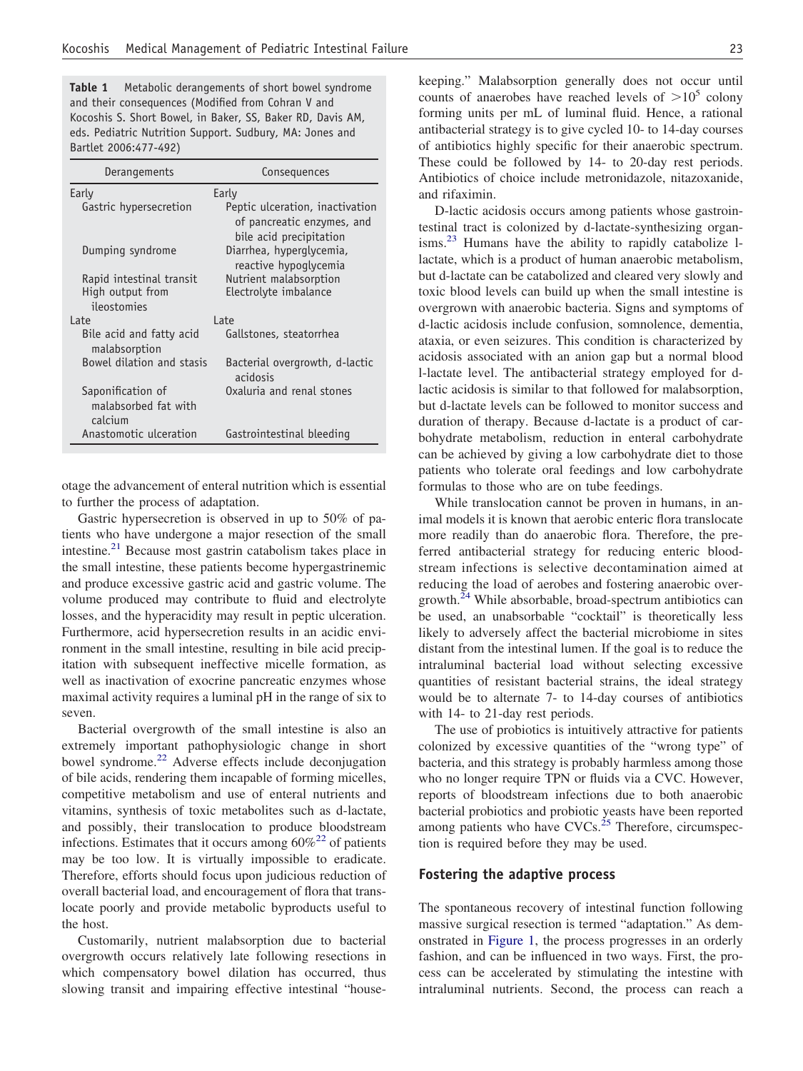**Table 1** Metabolic derangements of short bowel syndrome and their consequences (Modified from Cohran V and Kocoshis S. Short Bowel, in Baker, SS, Baker RD, Davis AM, eds. Pediatric Nutrition Support. Sudbury, MA: Jones and Bartlet 2006:477-492)

| Derangements | Consequences |
|---|---|
| Early | Early |
| Gastric hypersecretion | Peptic ulceration, inactivation of pancreatic enzymes, and bile acid precipitation |
| Dumping syndrome | Diarrhea, hyperglycemia, reactive hypoglycemia |
| Rapid intestinal transit | Nutrient malabsorption |
| High output from ileostomies | Electrolyte imbalance |
| Late | Late |
| Bile acid and fatty acid malabsorption | Gallstones, steatorrhea |
| Bowel dilation and stasis | Bacterial overgrowth, d-lactic acidosis |
| Saponification of malabsorbed fat with calcium | Oxaluria and renal stones |
| Anastomotic ulceration | Gastrointestinal bleeding |

otage the advancement of enteral nutrition which is essential to further the process of adaptation.

Gastric hypersecretion is observed in up to 50% of patients who have undergone a major resection of the small intestine.[21] Because most gastrin catabolism takes place in the small intestine, these patients become hypergastrinemic and produce excessive gastric acid and gastric volume. The volume produced may contribute to fluid and electrolyte losses, and the hyperacidity may result in peptic ulceration. Furthermore, acid hypersecretion results in an acidic environment in the small intestine, resulting in bile acid precipitation with subsequent ineffective micelle formation, as well as inactivation of exocrine pancreatic enzymes whose maximal activity requires a luminal pH in the range of six to seven.

Bacterial overgrowth of the small intestine is also an extremely important pathophysiologic change in short bowel syndrome.[22] Adverse effects include deconjugation of bile acids, rendering them incapable of forming micelles, competitive metabolism and use of enteral nutrients and vitamins, synthesis of toxic metabolites such as d-lactate, and possibly, their translocation to produce bloodstream infections. Estimates that it occurs among 60%[22] of patients may be too low. It is virtually impossible to eradicate. Therefore, efforts should focus upon judicious reduction of overall bacterial load, and encouragement of flora that translocate poorly and provide metabolic byproducts useful to the host.

Customarily, nutrient malabsorption due to bacterial overgrowth occurs relatively late following resections in which compensatory bowel dilation has occurred, thus slowing transit and impairing effective intestinal "housekeeping." Malabsorption generally does not occur until counts of anaerobes have reached levels of $>10^5$ colony forming units per mL of luminal fluid. Hence, a rational antibacterial strategy is to give cycled 10- to 14-day courses of antibiotics highly specific for their anaerobic spectrum. These could be followed by 14- to 20-day rest periods. Antibiotics of choice include metronidazole, nitazoxanide, and rifaximin.

D-lactic acidosis occurs among patients whose gastrointestinal tract is colonized by d-lactate-synthesizing organisms.[23] Humans have the ability to rapidly catabolize l-lactate, which is a product of human anaerobic metabolism, but d-lactate can be catabolized and cleared very slowly and toxic blood levels can build up when the small intestine is overgrown with anaerobic bacteria. Signs and symptoms of d-lactic acidosis include confusion, somnolence, dementia, ataxia, or even seizures. This condition is characterized by acidosis associated with an anion gap but a normal blood l-lactate level. The antibacterial strategy employed for d-lactic acidosis is similar to that followed for malabsorption, but d-lactate levels can be followed to monitor success and duration of therapy. Because d-lactate is a product of carbohydrate metabolism, reduction in enteral carbohydrate can be achieved by giving a low carbohydrate diet to those patients who tolerate oral feedings and low carbohydrate formulas to those who are on tube feedings.

While translocation cannot be proven in humans, in animal models it is known that aerobic enteric flora translocate more readily than do anaerobic flora. Therefore, the preferred antibacterial strategy for reducing enteric bloodstream infections is selective decontamination aimed at reducing the load of aerobes and fostering anaerobic overgrowth.[24] While absorbable, broad-spectrum antibiotics can be used, an unabsorbable "cocktail" is theoretically less likely to adversely affect the bacterial microbiome in sites distant from the intestinal lumen. If the goal is to reduce the intraluminal bacterial load without selecting excessive quantities of resistant bacterial strains, the ideal strategy would be to alternate 7- to 14-day courses of antibiotics with 14- to 21-day rest periods.

The use of probiotics is intuitively attractive for patients colonized by excessive quantities of the "wrong type" of bacteria, and this strategy is probably harmless among those who no longer require TPN or fluids via a CVC. However, reports of bloodstream infections due to both anaerobic bacterial probiotics and probiotic yeasts have been reported among patients who have CVCs.[25] Therefore, circumspection is required before they may be used.

## Fostering the adaptive process

The spontaneous recovery of intestinal function following massive surgical resection is termed "adaptation." As demonstrated in Figure 1, the process progresses in an orderly fashion, and can be influenced in two ways. First, the process can be accelerated by stimulating the intestine with intraluminal nutrients. Second, the process can reach a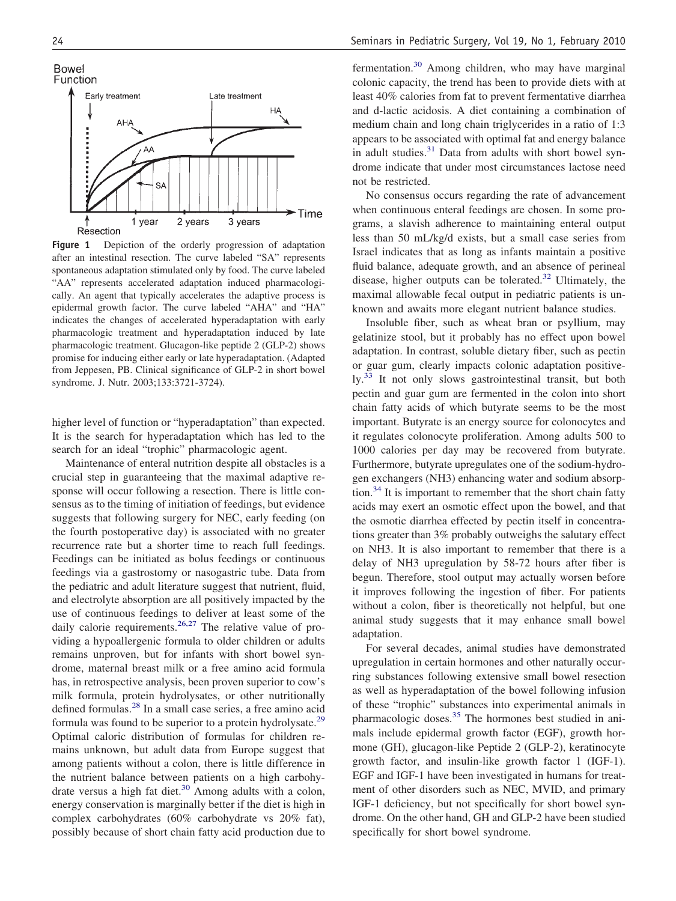**Figure 1** Depiction of the orderly progression of adaptation after an intestinal resection. The curve labeled "SA" represents spontaneous adaptation stimulated only by food. The curve labeled "AA" represents accelerated adaptation induced pharmacologically. An agent that typically accelerates the adaptive process is epidermal growth factor. The curve labeled "AHA" and "HA" indicates the changes of accelerated hyperadaptation with early pharmacologic treatment and hyperadaptation induced by late pharmacologic treatment. Glucagon-like peptide 2 (GLP-2) shows promise for inducing either early or late hyperadaptation. (Adapted from Jeppesen, PB. Clinical significance of GLP-2 in short bowel syndrome. J. Nutr. 2003;133:3721-3724).

higher level of function or "hyperadaptation" than expected. It is the search for hyperadaptation which has led to the search for an ideal "trophic" pharmacologic agent.

Maintenance of enteral nutrition despite all obstacles is a crucial step in guaranteeing that the maximal adaptive response will occur following a resection. There is little consensus as to the timing of initiation of feedings, but evidence suggests that following surgery for NEC, early feeding (on the fourth postoperative day) is associated with no greater recurrence rate but a shorter time to reach full feedings. Feedings can be initiated as bolus feedings or continuous feedings via a gastrostomy or nasogastric tube. Data from the pediatric and adult literature suggest that nutrient, fluid, and electrolyte absorption are all positively impacted by the use of continuous feedings to deliver at least some of the daily calorie requirements.[26,27] The relative value of providing a hypoallergenic formula to older children or adults remains unproven, but for infants with short bowel syndrome, maternal breast milk or a free amino acid formula has, in retrospective analysis, been proven superior to cow's milk formula, protein hydrolysates, or other nutritionally defined formulas.[28] In a small case series, a free amino acid formula was found to be superior to a protein hydrolysate.[29] Optimal caloric distribution of formulas for children remains unknown, but adult data from Europe suggest that among patients without a colon, there is little difference in the nutrient balance between patients on a high carbohydrate versus a high fat diet.[30] Among adults with a colon, energy conservation is marginally better if the diet is high in complex carbohydrates (60% carbohydrate vs 20% fat), possibly because of short chain fatty acid production due to fermentation.[30] Among children, who may have marginal colonic capacity, the trend has been to provide diets with at least 40% calories from fat to prevent fermentative diarrhea and d-lactic acidosis. A diet containing a combination of medium chain and long chain triglycerides in a ratio of 1:3 appears to be associated with optimal fat and energy balance in adult studies.[31] Data from adults with short bowel syndrome indicate that under most circumstances lactose need not be restricted.

No consensus occurs regarding the rate of advancement when continuous enteral feedings are chosen. In some programs, a slavish adherence to maintaining enteral output less than 50 mL/kg/d exists, but a small case series from Israel indicates that as long as infants maintain a positive fluid balance, adequate growth, and an absence of perineal disease, higher outputs can be tolerated.[32] Ultimately, the maximal allowable fecal output in pediatric patients is unknown and awaits more elegant nutrient balance studies.

Insoluble fiber, such as wheat bran or psyllium, may gelatinize stool, but it probably has no effect upon bowel adaptation. In contrast, soluble dietary fiber, such as pectin or guar gum, clearly impacts colonic adaptation positively.[33] It not only slows gastrointestinal transit, but both pectin and guar gum are fermented in the colon into short chain fatty acids of which butyrate seems to be the most important. Butyrate is an energy source for colonocytes and it regulates colonocyte proliferation. Among adults 500 to 1000 calories per day may be recovered from butyrate. Furthermore, butyrate upregulates one of the sodium-hydrogen exchangers (NH3) enhancing water and sodium absorption.[34] It is important to remember that the short chain fatty acids may exert an osmotic effect upon the bowel, and that the osmotic diarrhea effected by pectin itself in concentrations greater than 3% probably outweighs the salutary effect on NH3. It is also important to remember that there is a delay of NH3 upregulation by 58-72 hours after fiber is begun. Therefore, stool output may actually worsen before it improves following the ingestion of fiber. For patients without a colon, fiber is theoretically not helpful, but one animal study suggests that it may enhance small bowel adaptation.

For several decades, animal studies have demonstrated upregulation in certain hormones and other naturally occurring substances following extensive small bowel resection as well as hyperadaptation of the bowel following infusion of these "trophic" substances into experimental animals in pharmacologic doses.[35] The hormones best studied in animals include epidermal growth factor (EGF), growth hormone (GH), glucagon-like Peptide 2 (GLP-2), keratinocyte growth factor, and insulin-like growth factor 1 (IGF-1). EGF and IGF-1 have been investigated in humans for treatment of other disorders such as NEC, MVID, and primary IGF-1 deficiency, but not specifically for short bowel syndrome. On the other hand, GH and GLP-2 have been studied specifically for short bowel syndrome.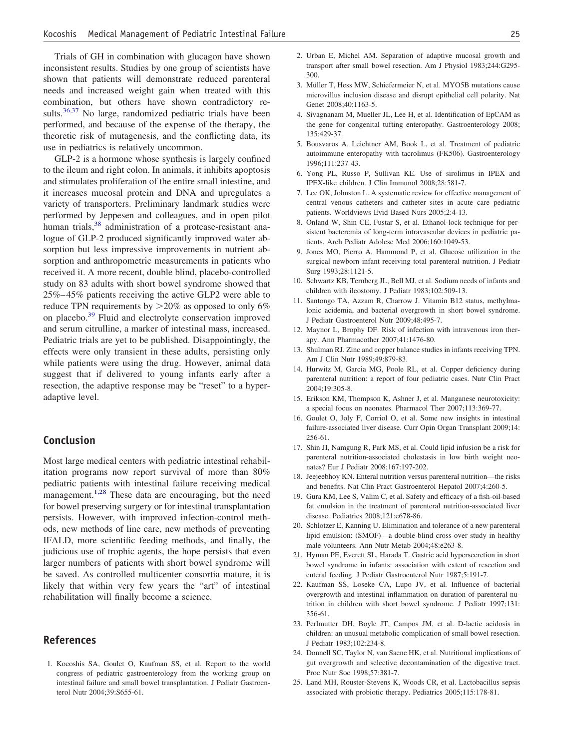Trials of GH in combination with glucagon have shown inconsistent results. Studies by one group of scientists have shown that patients will demonstrate reduced parenteral needs and increased weight gain when treated with this combination, but others have shown contradictory results.[36,37] No large, randomized pediatric trials have been performed, and because of the expense of the therapy, the theoretic risk of mutagenesis, and the conflicting data, its use in pediatrics is relatively uncommon.

GLP-2 is a hormone whose synthesis is largely confined to the ileum and right colon. In animals, it inhibits apoptosis and stimulates proliferation of the entire small intestine, and it increases mucosal protein and DNA and upregulates a variety of transporters. Preliminary landmark studies were performed by Jeppesen and colleagues, and in open pilot human trials,[38] administration of a protease-resistant analogue of GLP-2 produced significantly improved water absorption but less impressive improvements in nutrient absorption and anthropometric measurements in patients who received it. A more recent, double blind, placebo-controlled study on 83 adults with short bowel syndrome showed that 25%–45% patients receiving the active GLP2 were able to reduce TPN requirements by >20% as opposed to only 6% on placebo.[39] Fluid and electrolyte conservation improved and serum citrulline, a marker of intestinal mass, increased. Pediatric trials are yet to be published. Disappointingly, the effects were only transient in these adults, persisting only while patients were using the drug. However, animal data suggest that if delivered to young infants early after a resection, the adaptive response may be "reset" to a hyperadaptive level.

## Conclusion

Most large medical centers with pediatric intestinal rehabilitation programs now report survival of more than 80% pediatric patients with intestinal failure receiving medical management.[1,28] These data are encouraging, but the need for bowel preserving surgery or for intestinal transplantation persists. However, with improved infection-control methods, new methods of line care, new methods of preventing IFALD, more scientific feeding methods, and finally, the judicious use of trophic agents, the hope persists that even larger numbers of patients with short bowel syndrome will be saved. As controlled multicenter consortia mature, it is likely that within very few years the "art" of intestinal rehabilitation will finally become a science.

## References

1. Kocoshis SA, Goulet O, Kaufman SS, et al. Report to the world congress of pediatric gastroenterology from the working group on intestinal failure and small bowel transplantation. J Pediatr Gastroenterol Nutr 2004;39:S655-61.
2. Urban E, Michel AM. Separation of adaptive mucosal growth and transport after small bowel resection. Am J Physiol 1983;244:G295-300.
3. Müller T, Hess MW, Schiefermeier N, et al. MYO5B mutations cause microvillus inclusion disease and disrupt epithelial cell polarity. Nat Genet 2008;40:1163-5.
4. Sivagnanam M, Mueller JL, Lee H, et al. Identification of EpCAM as the gene for congenital tufting enteropathy. Gastroenterology 2008; 135:429-37.
5. Bousvaros A, Leichtner AM, Book L, et al. Treatment of pediatric autoimmune enteropathy with tacrolimus (FK506). Gastroenterology 1996;111:237-43.
6. Yong PL, Russo P, Sullivan KE. Use of sirolimus in IPEX and IPEX-like children. J Clin Immunol 2008;28:581-7.
7. Lee OK, Johnston L. A systematic review for effective management of central venous catheters and catheter sites in acute care pediatric patients. Worldviews Evid Based Nurs 2005;2:4-13.
8. Onland W, Shin CE, Fustar S, et al. Ethanol-lock technique for persistent bacteremia of long-term intravascular devices in pediatric patients. Arch Pediatr Adolesc Med 2006;160:1049-53.
9. Jones MO, Pierro A, Hammond P, et al. Glucose utilization in the surgical newborn infant receiving total parenteral nutrition. J Pediatr Surg 1993;28:1121-5.
10. Schwartz KB, Ternberg JL, Bell MJ, et al. Sodium needs of infants and children with ileostomy. J Pediatr 1983;102:509-13.
11. Santongo TA, Azzam R, Charrow J. Vitamin B12 status, methylmalonic acidemia, and bacterial overgrowth in short bowel syndrome. J Pediatr Gastroenterol Nutr 2009;48:495-7.
12. Maynor L, Brophy DF. Risk of infection with intravenous iron therapy. Ann Pharmacother 2007;41:1476-80.
13. Shulman RJ. Zinc and copper balance studies in infants receiving TPN. Am J Clin Nutr 1989;49:879-83.
14. Hurwitz M, Garcia MG, Poole RL, et al. Copper deficiency during parenteral nutrition: a report of four pediatric cases. Nutr Clin Pract 2004;19:305-8.
15. Erikson KM, Thompson K, Ashner J, et al. Manganese neurotoxicity: a special focus on neonates. Pharmacol Ther 2007;113:369-77.
16. Goulet O, Joly F, Corriol O, et al. Some new insights in intestinal failure-associated liver disease. Curr Opin Organ Transplant 2009;14: 256-61.
17. Shin JI, Namgung R, Park MS, et al. Could lipid infusion be a risk for parenteral nutrition-associated cholestasis in low birth weight neonates? Eur J Pediatr 2008;167:197-202.
18. Jeejeebhoy KN. Enteral nutrition versus parenteral nutrition—the risks and benefits. Nat Clin Pract Gastroenterol Hepatol 2007;4:260-5.
19. Gura KM, Lee S, Valim C, et al. Safety and efficacy of a fish-oil-based fat emulsion in the treatment of parenteral nutrition-associated liver disease. Pediatrics 2008;121:e678-86.
20. Schlotzer E, Kanning U. Elimination and tolerance of a new parenteral lipid emulsion: (SMOF)—a double-blind cross-over study in healthy male volunteers. Ann Nutr Metab 2004;48:e263-8.
21. Hyman PE, Everett SL, Harada T. Gastric acid hypersecretion in short bowel syndrome in infants: association with extent of resection and enteral feeding. J Pediatr Gastroenterol Nutr 1987;5:191-7.
22. Kaufman SS, Loseke CA, Lupo JV, et al. Influence of bacterial overgrowth and intestinal inflammation on duration of parenteral nutrition in children with short bowel syndrome. J Pediatr 1997;131: 356-61.
23. Perlmutter DH, Boyle JT, Campos JM, et al. D-lactic acidosis in children: an unusual metabolic complication of small bowel resection. J Pediatr 1983;102:234-8.
24. Donnell SC, Taylor N, van Saene HK, et al. Nutritional implications of gut overgrowth and selective decontamination of the digestive tract. Proc Nutr Soc 1998;57:381-7.
25. Land MH, Rouster-Stevens K, Woods CR, et al. Lactobacillus sepsis associated with probiotic therapy. Pediatrics 2005;115:178-81.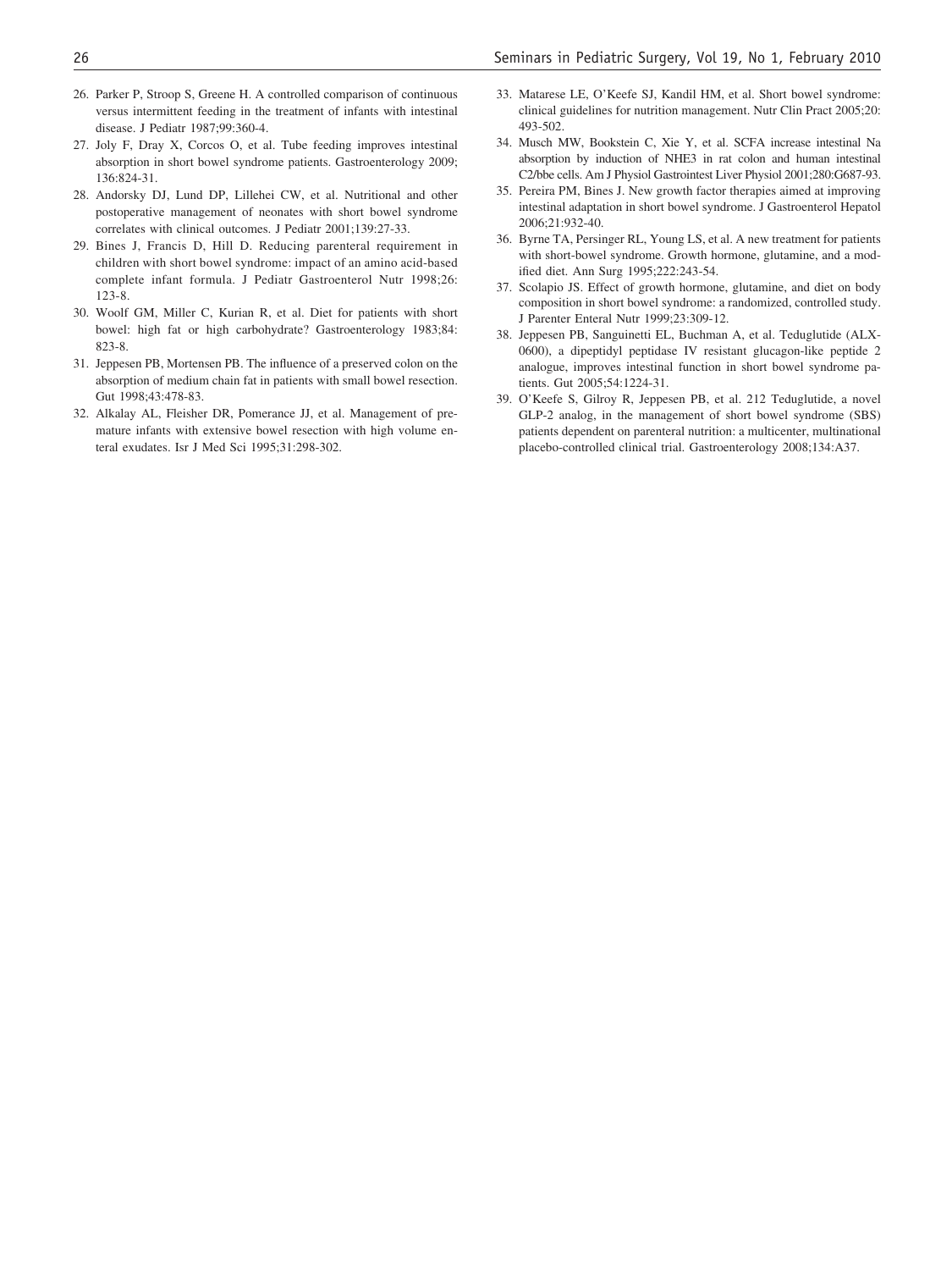26. Parker P, Stroop S, Greene H. A controlled comparison of continuous versus intermittent feeding in the treatment of infants with intestinal disease. J Pediatr 1987;99:360-4.
27. Joly F, Dray X, Corcos O, et al. Tube feeding improves intestinal absorption in short bowel syndrome patients. Gastroenterology 2009; 136:824-31.
28. Andorsky DJ, Lund DP, Lillehei CW, et al. Nutritional and other postoperative management of neonates with short bowel syndrome correlates with clinical outcomes. J Pediatr 2001;139:27-33.
29. Bines J, Francis D, Hill D. Reducing parenteral requirement in children with short bowel syndrome: impact of an amino acid-based complete infant formula. J Pediatr Gastroenterol Nutr 1998;26: 123-8.
30. Woolf GM, Miller C, Kurian R, et al. Diet for patients with short bowel: high fat or high carbohydrate? Gastroenterology 1983;84: 823-8.
31. Jeppesen PB, Mortensen PB. The influence of a preserved colon on the absorption of medium chain fat in patients with small bowel resection. Gut 1998;43:478-83.
32. Alkalay AL, Fleisher DR, Pomerance JJ, et al. Management of premature infants with extensive bowel resection with high volume enteral exudates. Isr J Med Sci 1995;31:298-302.
33. Matarese LE, O'Keefe SJ, Kandil HM, et al. Short bowel syndrome: clinical guidelines for nutrition management. Nutr Clin Pract 2005;20: 493-502.
34. Musch MW, Bookstein C, Xie Y, et al. SCFA increase intestinal Na absorption by induction of NHE3 in rat colon and human intestinal C2/bbe cells. Am J Physiol Gastrointest Liver Physiol 2001;280:G687-93.
35. Pereira PM, Bines J. New growth factor therapies aimed at improving intestinal adaptation in short bowel syndrome. J Gastroenterol Hepatol 2006;21:932-40.
36. Byrne TA, Persinger RL, Young LS, et al. A new treatment for patients with short-bowel syndrome. Growth hormone, glutamine, and a modified diet. Ann Surg 1995;222:243-54.
37. Scolapio JS. Effect of growth hormone, glutamine, and diet on body composition in short bowel syndrome: a randomized, controlled study. J Parenter Enteral Nutr 1999;23:309-12.
38. Jeppesen PB, Sanguinetti EL, Buchman A, et al. Teduglutide (ALX-0600), a dipeptidyl peptidase IV resistant glucagon-like peptide 2 analogue, improves intestinal function in short bowel syndrome patients. Gut 2005;54:1224-31.
39. O'Keefe S, Gilroy R, Jeppesen PB, et al. 212 Teduglutide, a novel GLP-2 analog, in the management of short bowel syndrome (SBS) patients dependent on parenteral nutrition: a multicenter, multinational placebo-controlled clinical trial. Gastroenterology 2008;134:A37.